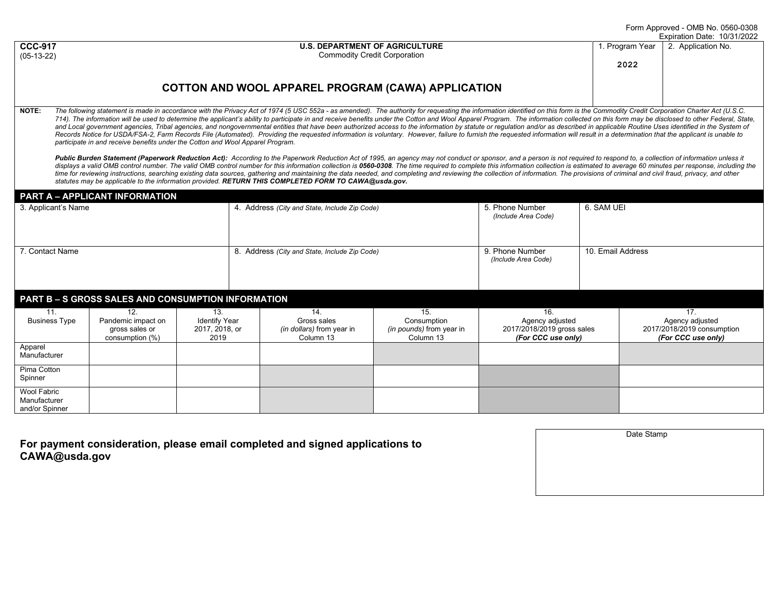Form Approved - OMB No. 0560-0308
Expiration Date: 10/31/2022

| CCC-917 (05-13-22) | U.S. DEPARTMENT OF AGRICULTURE Commodity Credit Corporation | 1. Program Year | 2. Application No. |
|---|---|---|---|
| | | 2022 | |

# COTTON AND WOOL APPAREL PROGRAM (CAWA) APPLICATION

**NOTE:** *The following statement is made in accordance with the Privacy Act of 1974 (5 USC 552a - as amended). The authority for requesting the information identified on this form is the Commodity Credit Corporation Charter Act (U.S.C. 714). The information will be used to determine the applicant's ability to participate in and receive benefits under the Cotton and Wool Apparel Program. The information collected on this form may be disclosed to other Federal, State, and Local government agencies, Tribal agencies, and nongovernmental entities that have been authorized access to the information by statute or regulation and/or as described in applicable Routine Uses identified in the System of Records Notice for USDA/FSA-2, Farm Records File (Automated). Providing the requested information is voluntary. However, failure to furnish the requested information will result in a determination that the applicant is unable to participate in and receive benefits under the Cotton and Wool Apparel Program.*

***Public Burden Statement (Paperwork Reduction Act):*** *According to the Paperwork Reduction Act of 1995, an agency may not conduct or sponsor, and a person is not required to respond to, a collection of information unless it displays a valid OMB control number. The valid OMB control number for this information collection is* ***0560-0308****. The time required to complete this information collection is estimated to average 60 minutes per response, including the time for reviewing instructions, searching existing data sources, gathering and maintaining the data needed, and completing and reviewing the collection of information. The provisions of criminal and civil fraud, privacy, and other statutes may be applicable to the information provided.* ***RETURN THIS COMPLETED FORM TO CAWA@usda.gov.***

## PART A – APPLICANT INFORMATION

| 3. Applicant's Name | 4. Address *(City and State, Include Zip Code)* | 5. Phone Number *(Include Area Code)* | 6. SAM UEI |
|---|---|---|---|
| | | | |

| 7. Contact Name | 8. Address *(City and State, Include Zip Code)* | 9. Phone Number *(Include Area Code)* | 10. Email Address |
|---|---|---|---|
| | | | |

## PART B – S GROSS SALES AND CONSUMPTION INFORMATION

| 11. Business Type | 12. Pandemic impact on gross sales or consumption (%) | 13. Identify Year 2017, 2018, or 2019 | 14. Gross sales *(in dollars)* from year in Column 13 | 15. Consumption *(in pounds)* from year in Column 13 | 16. Agency adjusted 2017/2018/2019 gross sales ***(For CCC use only)*** | 17. Agency adjusted 2017/2018/2019 consumption ***(For CCC use only)*** |
|---|---|---|---|---|---|---|
| Apparel Manufacturer | | | | | | |
| Pima Cotton Spinner | | | | | | |
| Wool Fabric Manufacturer and/or Spinner | | | | | | |

**For payment consideration, please email completed and signed applications to CAWA@usda.gov**

Date Stamp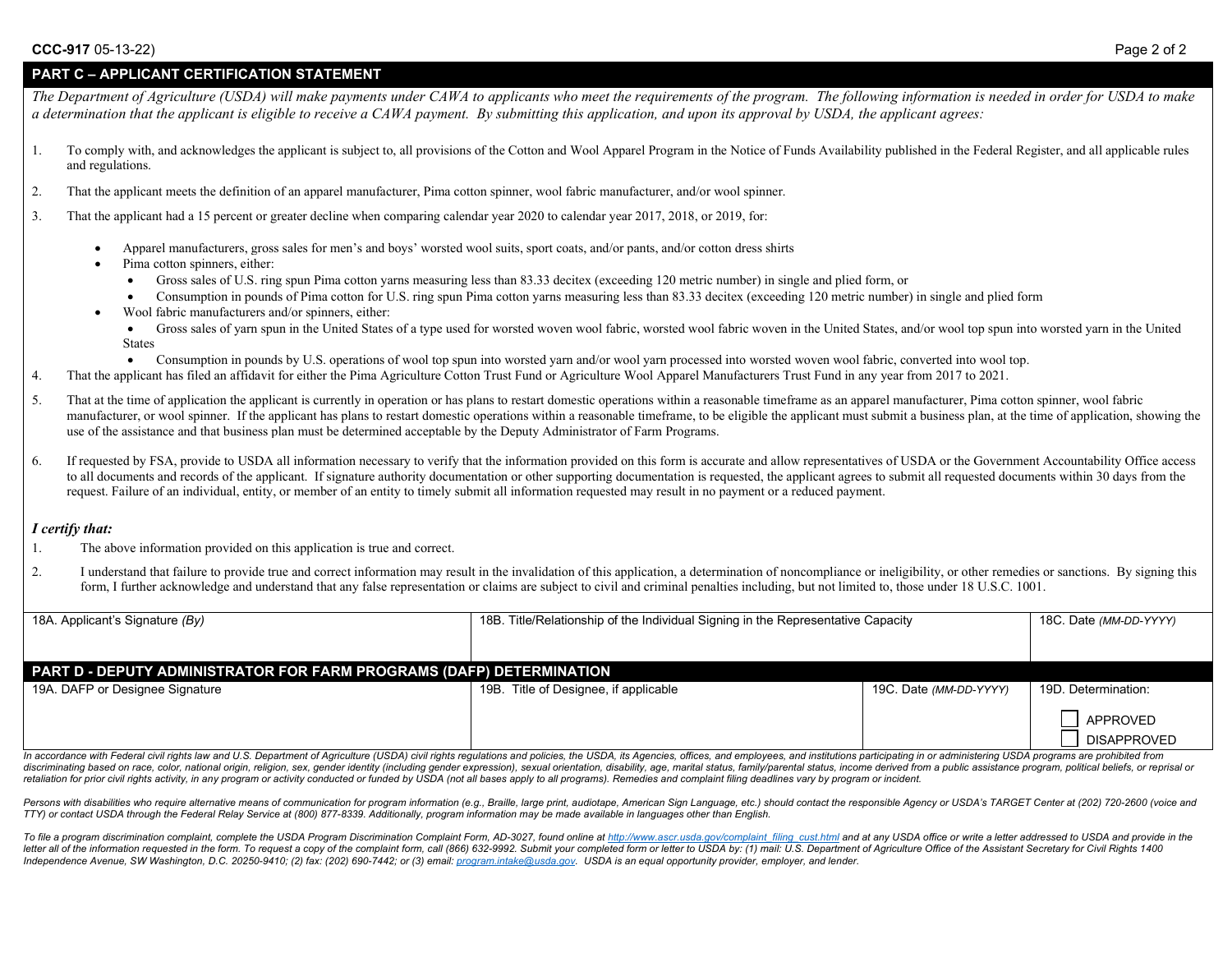## PART C – APPLICANT CERTIFICATION STATEMENT

*The Department of Agriculture (USDA) will make payments under CAWA to applicants who meet the requirements of the program. The following information is needed in order for USDA to make a determination that the applicant is eligible to receive a CAWA payment. By submitting this application, and upon its approval by USDA, the applicant agrees:*

1. To comply with, and acknowledges the applicant is subject to, all provisions of the Cotton and Wool Apparel Program in the Notice of Funds Availability published in the Federal Register, and all applicable rules and regulations.
2. That the applicant meets the definition of an apparel manufacturer, Pima cotton spinner, wool fabric manufacturer, and/or wool spinner.
3. That the applicant had a 15 percent or greater decline when comparing calendar year 2020 to calendar year 2017, 2018, or 2019, for:
   - Apparel manufacturers, gross sales for men's and boys' worsted wool suits, sport coats, and/or pants, and/or cotton dress shirts
   - Pima cotton spinners, either:
     - Gross sales of U.S. ring spun Pima cotton yarns measuring less than 83.33 decitex (exceeding 120 metric number) in single and plied form, or
     - Consumption in pounds of Pima cotton for U.S. ring spun Pima cotton yarns measuring less than 83.33 decitex (exceeding 120 metric number) in single and plied form
   - Wool fabric manufacturers and/or spinners, either:
     - Gross sales of yarn spun in the United States of a type used for worsted woven wool fabric, worsted wool fabric woven in the United States, and/or wool top spun into worsted yarn in the United States
     - Consumption in pounds by U.S. operations of wool top spun into worsted yarn and/or wool yarn processed into worsted woven wool fabric, converted into wool top.
4. That the applicant has filed an affidavit for either the Pima Agriculture Cotton Trust Fund or Agriculture Wool Apparel Manufacturers Trust Fund in any year from 2017 to 2021.
5. That at the time of application the applicant is currently in operation or has plans to restart domestic operations within a reasonable timeframe as an apparel manufacturer, Pima cotton spinner, wool fabric manufacturer, or wool spinner. If the applicant has plans to restart domestic operations within a reasonable timeframe, to be eligible the applicant must submit a business plan, at the time of application, showing the use of the assistance and that business plan must be determined acceptable by the Deputy Administrator of Farm Programs.
6. If requested by FSA, provide to USDA all information necessary to verify that the information provided on this form is accurate and allow representatives of USDA or the Government Accountability Office access to all documents and records of the applicant. If signature authority documentation or other supporting documentation is requested, the applicant agrees to submit all requested documents within 30 days from the request. Failure of an individual, entity, or member of an entity to timely submit all information requested may result in no payment or a reduced payment.

***I certify that:***

1. The above information provided on this application is true and correct.
2. I understand that failure to provide true and correct information may result in the invalidation of this application, a determination of noncompliance or ineligibility, or other remedies or sanctions. By signing this form, I further acknowledge and understand that any false representation or claims are subject to civil and criminal penalties including, but not limited to, those under 18 U.S.C. 1001.

| 18A. Applicant's Signature *(By)* | 18B. Title/Relationship of the Individual Signing in the Representative Capacity | 18C. Date *(MM-DD-YYYY)* |
|---|---|---|
| | | |

## PART D - DEPUTY ADMINISTRATOR FOR FARM PROGRAMS (DAFP) DETERMINATION

| 19A. DAFP or Designee Signature | 19B. Title of Designee, if applicable | 19C. Date *(MM-DD-YYYY)* | 19D. Determination: |
|---|---|---|---|
| | | | ☐ APPROVED<br>☐ DISAPPROVED |

*In accordance with Federal civil rights law and U.S. Department of Agriculture (USDA) civil rights regulations and policies, the USDA, its Agencies, offices, and employees, and institutions participating in or administering USDA programs are prohibited from discriminating based on race, color, national origin, religion, sex, gender identity (including gender expression), sexual orientation, disability, age, marital status, family/parental status, income derived from a public assistance program, political beliefs, or reprisal or retaliation for prior civil rights activity, in any program or activity conducted or funded by USDA (not all bases apply to all programs). Remedies and complaint filing deadlines vary by program or incident.*

*Persons with disabilities who require alternative means of communication for program information (e.g., Braille, large print, audiotape, American Sign Language, etc.) should contact the responsible Agency or USDA's TARGET Center at (202) 720-2600 (voice and TTY) or contact USDA through the Federal Relay Service at (800) 877-8339. Additionally, program information may be made available in languages other than English.*

*To file a program discrimination complaint, complete the USDA Program Discrimination Complaint Form, AD-3027, found online at http://www.ascr.usda.gov/complaint_filing_cust.html and at any USDA office or write a letter addressed to USDA and provide in the letter all of the information requested in the form. To request a copy of the complaint form, call (866) 632-9992. Submit your completed form or letter to USDA by: (1) mail: U.S. Department of Agriculture Office of the Assistant Secretary for Civil Rights 1400 Independence Avenue, SW Washington, D.C. 20250-9410; (2) fax: (202) 690-7442; or (3) email: program.intake@usda.gov. USDA is an equal opportunity provider, employer, and lender.*